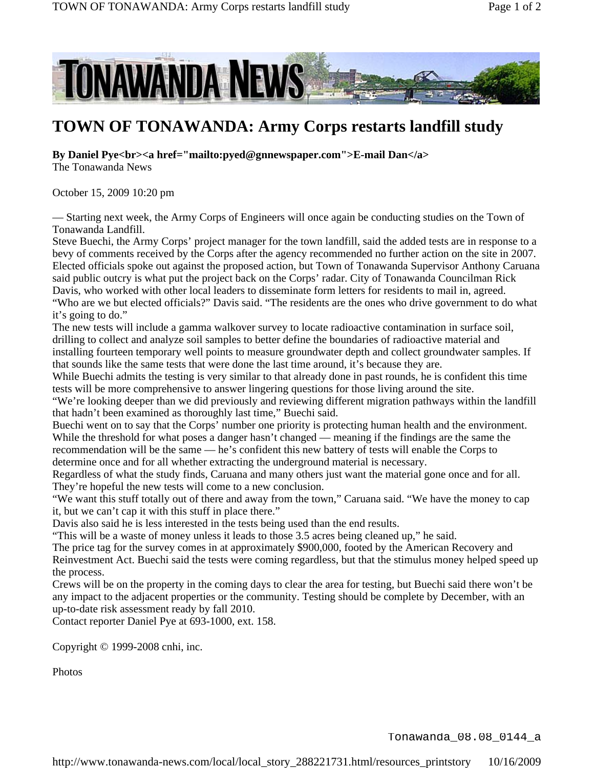# TOWN OF TONAWANDA: Army Corps restarts landfill study

**By Daniel Pye<br><a href="mailto:pyed@gnnewspaper.com">E-mail Dan</a>**
The Tonawanda News

October 15, 2009 10:20 pm

— Starting next week, the Army Corps of Engineers will once again be conducting studies on the Town of Tonawanda Landfill.

Steve Buechi, the Army Corps' project manager for the town landfill, said the added tests are in response to a bevy of comments received by the Corps after the agency recommended no further action on the site in 2007. Elected officials spoke out against the proposed action, but Town of Tonawanda Supervisor Anthony Caruana said public outcry is what put the project back on the Corps' radar. City of Tonawanda Councilman Rick Davis, who worked with other local leaders to disseminate form letters for residents to mail in, agreed.

"Who are we but elected officials?" Davis said. "The residents are the ones who drive government to do what it's going to do."

The new tests will include a gamma walkover survey to locate radioactive contamination in surface soil, drilling to collect and analyze soil samples to better define the boundaries of radioactive material and installing fourteen temporary well points to measure groundwater depth and collect groundwater samples. If that sounds like the same tests that were done the last time around, it's because they are.

While Buechi admits the testing is very similar to that already done in past rounds, he is confident this time tests will be more comprehensive to answer lingering questions for those living around the site.

"We're looking deeper than we did previously and reviewing different migration pathways within the landfill that hadn't been examined as thoroughly last time," Buechi said.

Buechi went on to say that the Corps' number one priority is protecting human health and the environment. While the threshold for what poses a danger hasn't changed — meaning if the findings are the same the recommendation will be the same — he's confident this new battery of tests will enable the Corps to determine once and for all whether extracting the underground material is necessary.

Regardless of what the study finds, Caruana and many others just want the material gone once and for all. They're hopeful the new tests will come to a new conclusion.

"We want this stuff totally out of there and away from the town," Caruana said. "We have the money to cap it, but we can't cap it with this stuff in place there."

Davis also said he is less interested in the tests being used than the end results.

"This will be a waste of money unless it leads to those 3.5 acres being cleaned up," he said.

The price tag for the survey comes in at approximately $900,000, footed by the American Recovery and Reinvestment Act. Buechi said the tests were coming regardless, but that the stimulus money helped speed up the process.

Crews will be on the property in the coming days to clear the area for testing, but Buechi said there won't be any impact to the adjacent properties or the community. Testing should be complete by December, with an up-to-date risk assessment ready by fall 2010.

Contact reporter Daniel Pye at 693-1000, ext. 158.

Copyright © 1999-2008 cnhi, inc.

Photos

Tonawanda_08.08_0144_a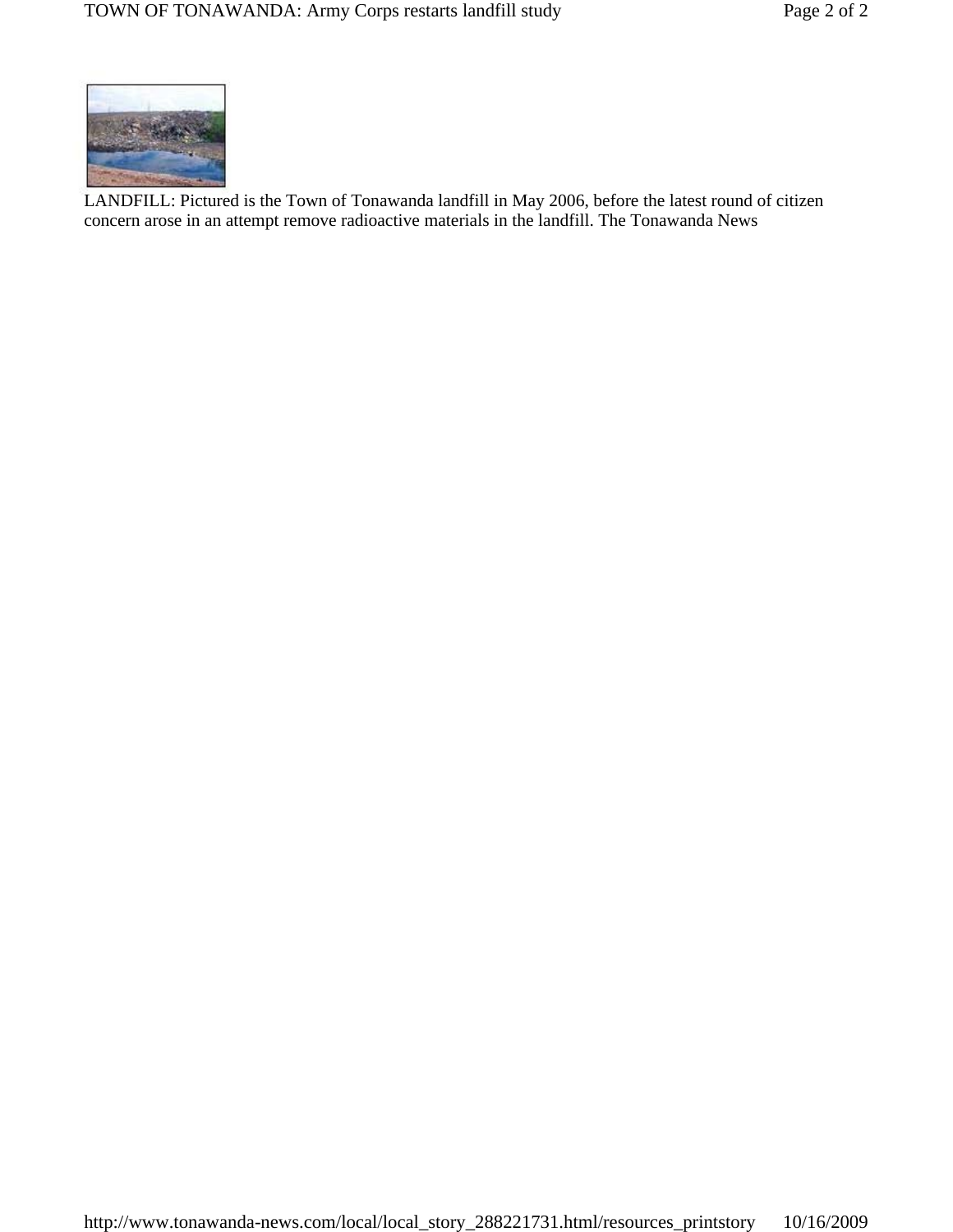LANDFILL: Pictured is the Town of Tonawanda landfill in May 2006, before the latest round of citizen concern arose in an attempt remove radioactive materials in the landfill. The Tonawanda News